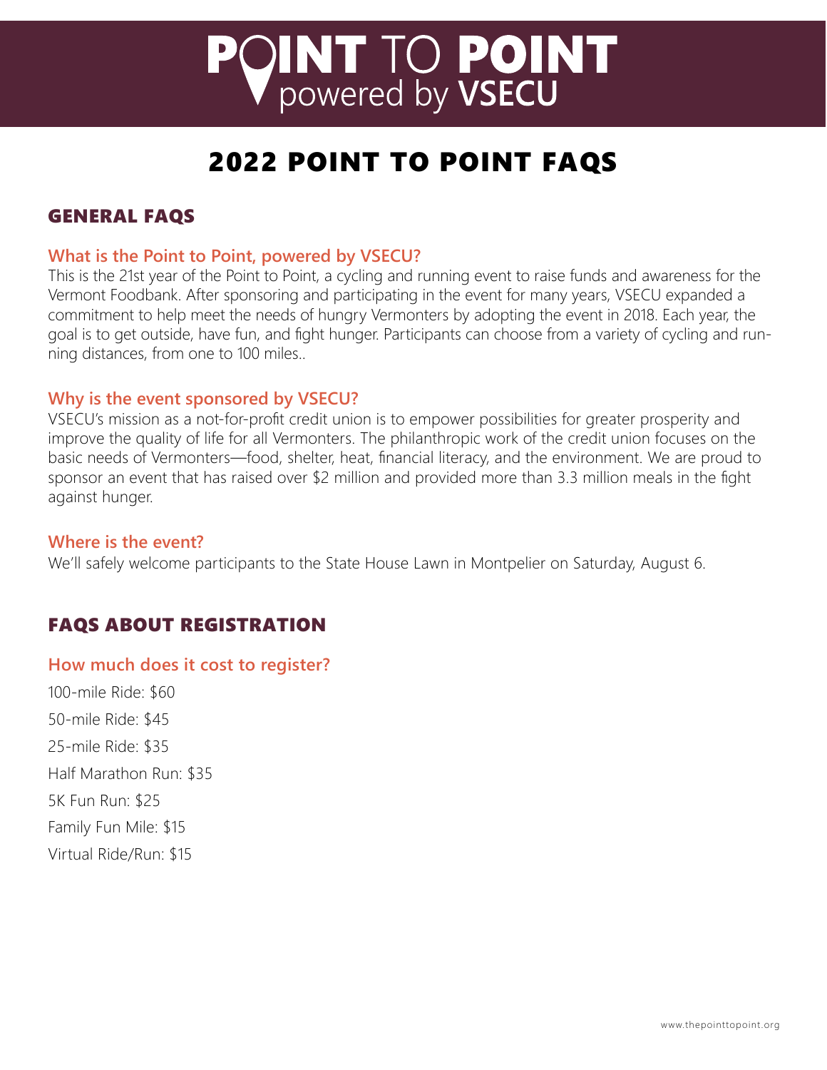# POINT TO POINT powered by VSECU

## 2022 POINT TO POINT FAQS

### GENERAL FAQS

**What is the Point to Point, powered by VSECU?**

This is the 21st year of the Point to Point, a cycling and running event to raise funds and awareness for the Vermont Foodbank. After sponsoring and participating in the event for many years, VSECU expanded a commitment to help meet the needs of hungry Vermonters by adopting the event in 2018. Each year, the goal is to get outside, have fun, and fight hunger. Participants can choose from a variety of cycling and running distances, from one to 100 miles..

**Why is the event sponsored by VSECU?**

VSECU's mission as a not-for-profit credit union is to empower possibilities for greater prosperity and improve the quality of life for all Vermonters. The philanthropic work of the credit union focuses on the basic needs of Vermonters—food, shelter, heat, financial literacy, and the environment. We are proud to sponsor an event that has raised over $2 million and provided more than 3.3 million meals in the fight against hunger.

**Where is the event?**

We'll safely welcome participants to the State House Lawn in Montpelier on Saturday, August 6.

### FAQS ABOUT REGISTRATION

**How much does it cost to register?**

100-mile Ride: $60

50-mile Ride: $45

25-mile Ride: $35

Half Marathon Run: $35

5K Fun Run: $25

Family Fun Mile: $15

Virtual Ride/Run: $15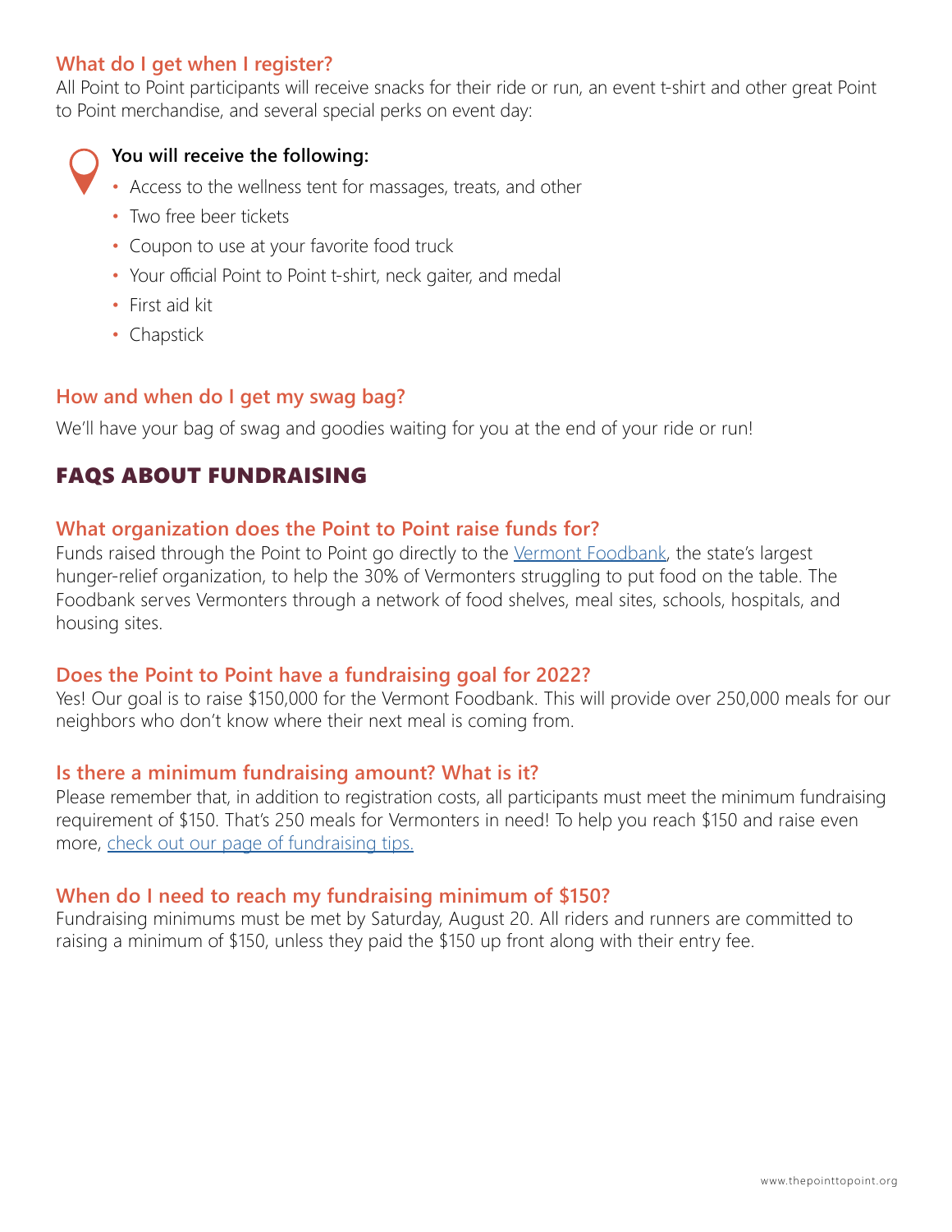### What do I get when I register?

All Point to Point participants will receive snacks for their ride or run, an event t-shirt and other great Point to Point merchandise, and several special perks on event day:

**You will receive the following:**

- Access to the wellness tent for massages, treats, and other
- Two free beer tickets
- Coupon to use at your favorite food truck
- Your official Point to Point t-shirt, neck gaiter, and medal
- First aid kit
- Chapstick

### How and when do I get my swag bag?

We'll have your bag of swag and goodies waiting for you at the end of your ride or run!

## FAQS ABOUT FUNDRAISING

### What organization does the Point to Point raise funds for?

Funds raised through the Point to Point go directly to the Vermont Foodbank, the state's largest hunger-relief organization, to help the 30% of Vermonters struggling to put food on the table. The Foodbank serves Vermonters through a network of food shelves, meal sites, schools, hospitals, and housing sites.

### Does the Point to Point have a fundraising goal for 2022?

Yes! Our goal is to raise $150,000 for the Vermont Foodbank. This will provide over 250,000 meals for our neighbors who don't know where their next meal is coming from.

### Is there a minimum fundraising amount? What is it?

Please remember that, in addition to registration costs, all participants must meet the minimum fundraising requirement of $150. That's 250 meals for Vermonters in need! To help you reach $150 and raise even more, check out our page of fundraising tips.

### When do I need to reach my fundraising minimum of $150?

Fundraising minimums must be met by Saturday, August 20. All riders and runners are committed to raising a minimum of $150, unless they paid the $150 up front along with their entry fee.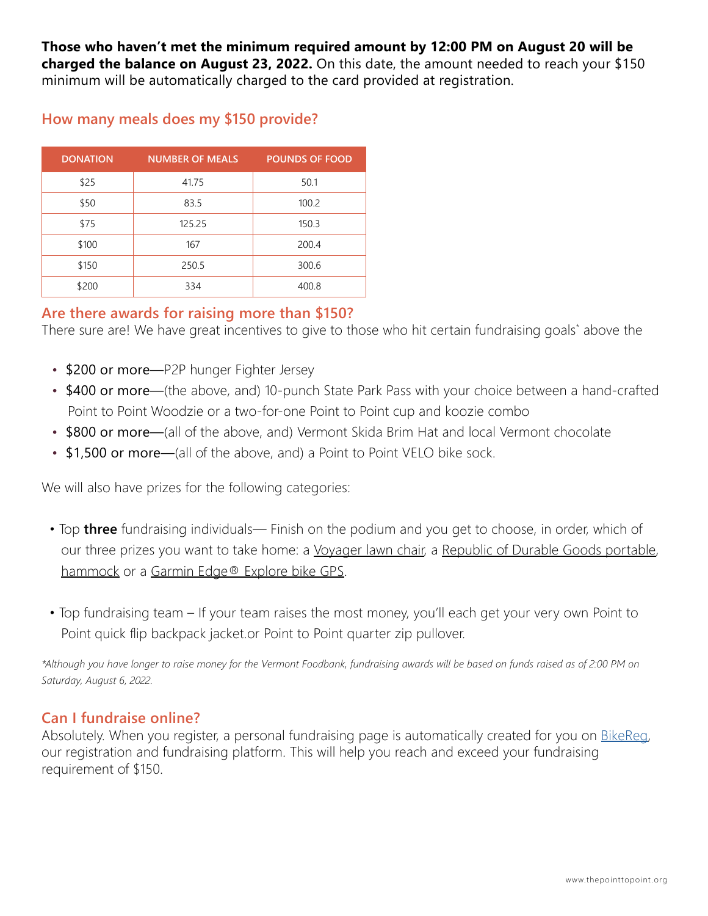**Those who haven't met the minimum required amount by 12:00 PM on August 20 will be charged the balance on August 23, 2022.** On this date, the amount needed to reach your $150 minimum will be automatically charged to the card provided at registration.

## How many meals does my $150 provide?

| DONATION | NUMBER OF MEALS | POUNDS OF FOOD |
|---|---|---|
| $25 | 41.75 | 50.1 |
| $50 | 83.5 | 100.2 |
| $75 | 125.25 | 150.3 |
| $100 | 167 | 200.4 |
| $150 | 250.5 | 300.6 |
| $200 | 334 | 400.8 |

## Are there awards for raising more than $150?

There sure are! We have great incentives to give to those who hit certain fundraising goals* above the

- $200 or more—P2P hunger Fighter Jersey
- $400 or more—(the above, and) 10-punch State Park Pass with your choice between a hand-crafted Point to Point Woodzie or a two-for-one Point to Point cup and koozie combo
- $800 or more—(all of the above, and) Vermont Skida Brim Hat and local Vermont chocolate
- $1,500 or more—(all of the above, and) a Point to Point VELO bike sock.

We will also have prizes for the following categories:

- Top **three** fundraising individuals— Finish on the podium and you get to choose, in order, which of our three prizes you want to take home: a Voyager lawn chair, a Republic of Durable Goods portable, hammock or a Garmin Edge® Explore bike GPS.

- Top fundraising team – If your team raises the most money, you'll each get your very own Point to Point quick flip backpack jacket.or Point to Point quarter zip pullover.

*\*Although you have longer to raise money for the Vermont Foodbank, fundraising awards will be based on funds raised as of 2:00 PM on Saturday, August 6, 2022.*

## Can I fundraise online?

Absolutely. When you register, a personal fundraising page is automatically created for you on BikeReg, our registration and fundraising platform. This will help you reach and exceed your fundraising requirement of $150.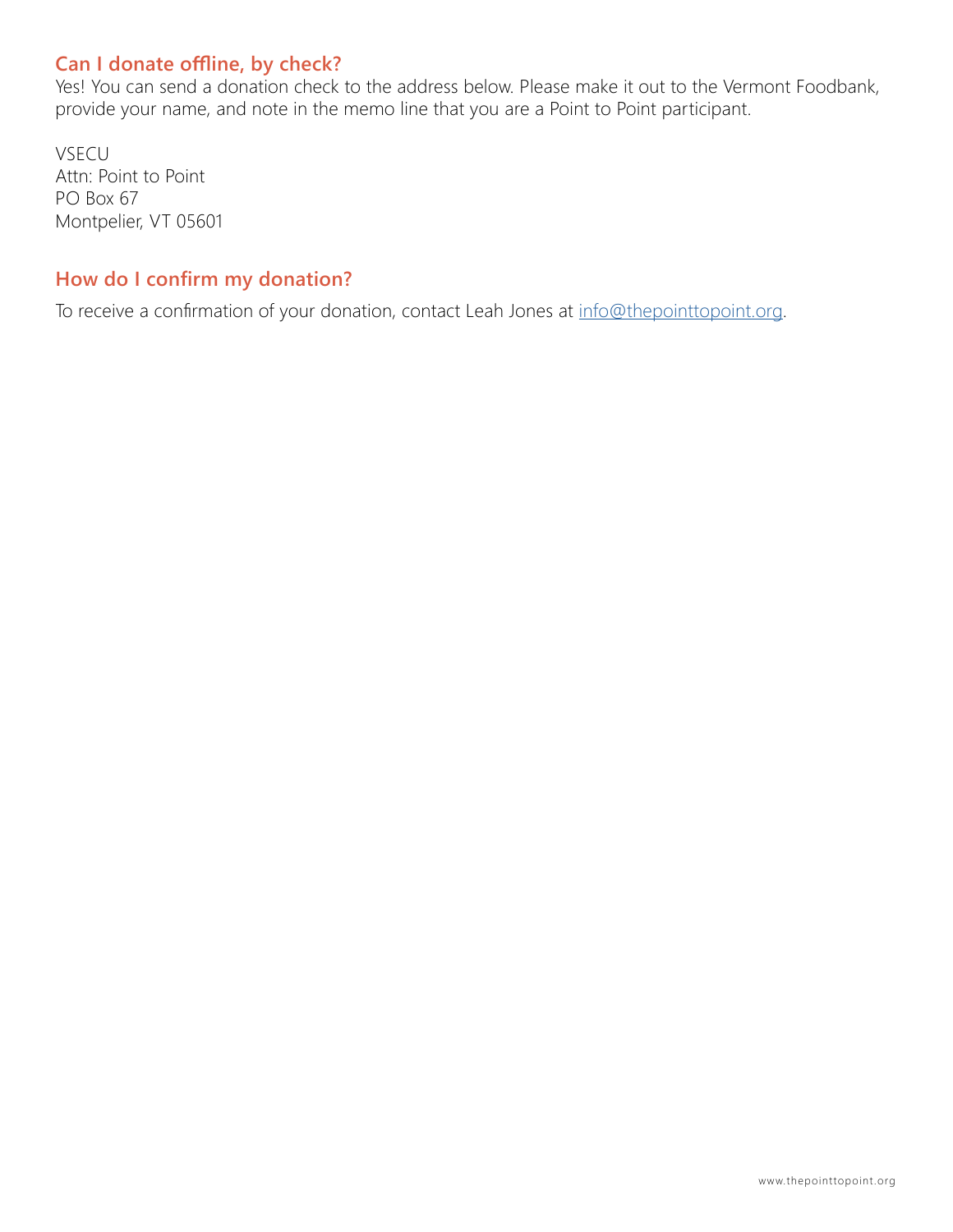## Can I donate offline, by check?

Yes! You can send a donation check to the address below. Please make it out to the Vermont Foodbank, provide your name, and note in the memo line that you are a Point to Point participant.

VSECU
Attn: Point to Point
PO Box 67
Montpelier, VT 05601

## How do I confirm my donation?

To receive a confirmation of your donation, contact Leah Jones at info@thepointtopoint.org.